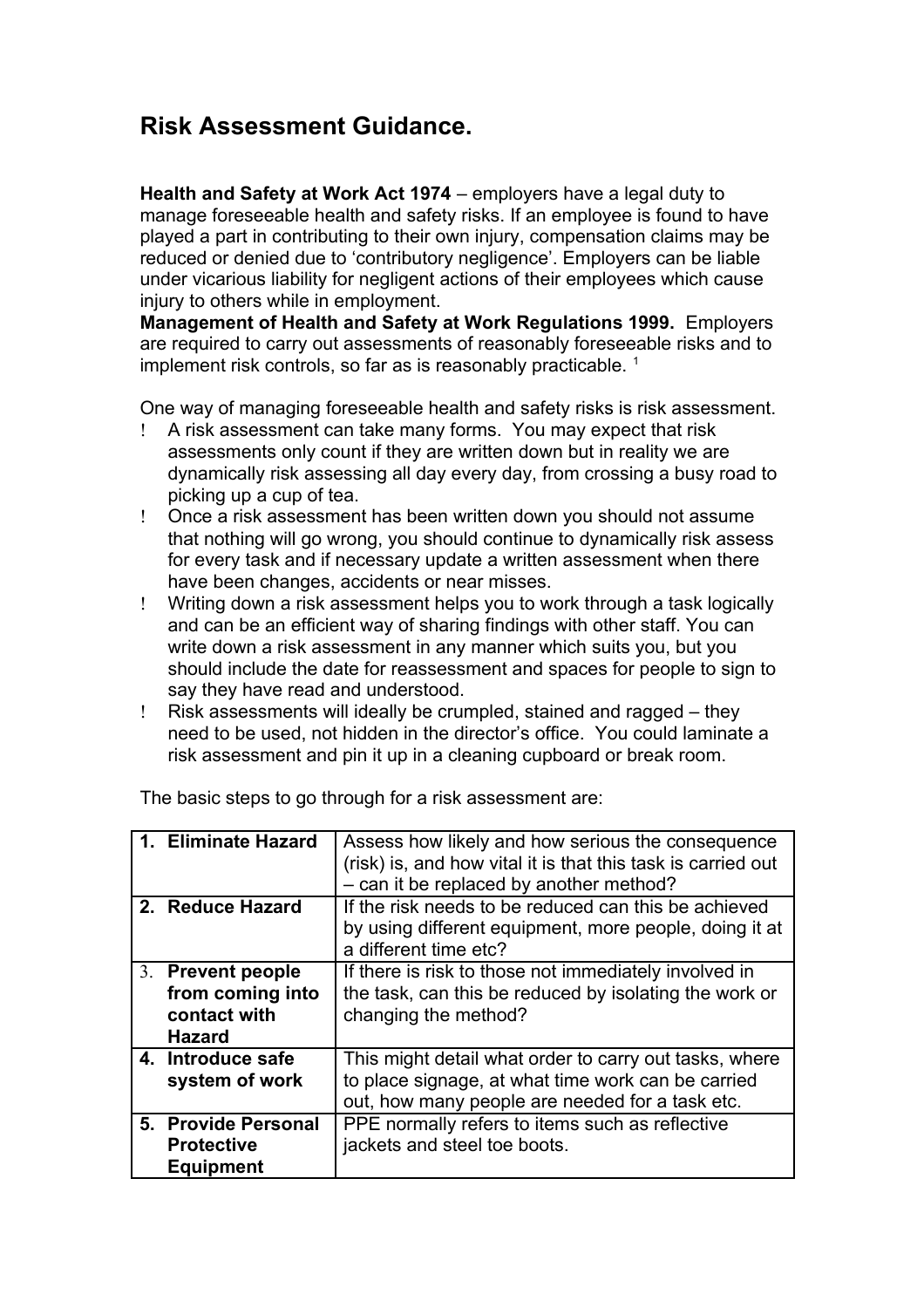# Risk Assessment Guidance.

**Health and Safety at Work Act 1974** – employers have a legal duty to manage foreseeable health and safety risks. If an employee is found to have played a part in contributing to their own injury, compensation claims may be reduced or denied due to 'contributory negligence'. Employers can be liable under vicarious liability for negligent actions of their employees which cause injury to others while in employment.
**Management of Health and Safety at Work Regulations 1999.** Employers are required to carry out assessments of reasonably foreseeable risks and to implement risk controls, so far as is reasonably practicable. [1]

One way of managing foreseeable health and safety risks is risk assessment.

- A risk assessment can take many forms. You may expect that risk assessments only count if they are written down but in reality we are dynamically risk assessing all day every day, from crossing a busy road to picking up a cup of tea.
- Once a risk assessment has been written down you should not assume that nothing will go wrong, you should continue to dynamically risk assess for every task and if necessary update a written assessment when there have been changes, accidents or near misses.
- Writing down a risk assessment helps you to work through a task logically and can be an efficient way of sharing findings with other staff. You can write down a risk assessment in any manner which suits you, but you should include the date for reassessment and spaces for people to sign to say they have read and understood.
- Risk assessments will ideally be crumpled, stained and ragged – they need to be used, not hidden in the director's office. You could laminate a risk assessment and pin it up in a cleaning cupboard or break room.

The basic steps to go through for a risk assessment are:

| | |
|---|---|
| **1. Eliminate Hazard** | Assess how likely and how serious the consequence (risk) is, and how vital it is that this task is carried out – can it be replaced by another method? |
| **2. Reduce Hazard** | If the risk needs to be reduced can this be achieved by using different equipment, more people, doing it at a different time etc? |
| **3. Prevent people from coming into contact with Hazard** | If there is risk to those not immediately involved in the task, can this be reduced by isolating the work or changing the method? |
| **4. Introduce safe system of work** | This might detail what order to carry out tasks, where to place signage, at what time work can be carried out, how many people are needed for a task etc. |
| **5. Provide Personal Protective Equipment** | PPE normally refers to items such as reflective jackets and steel toe boots. |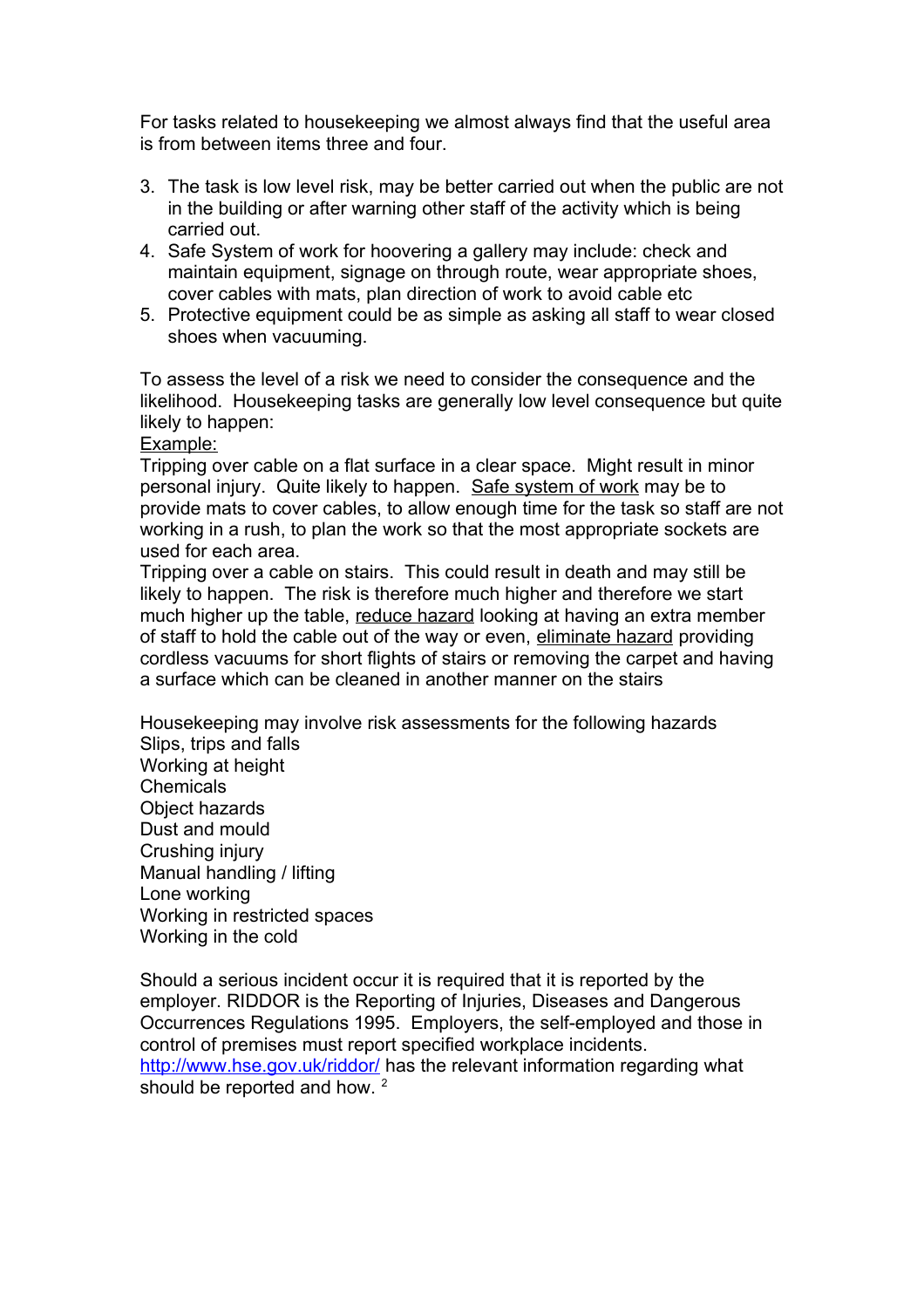For tasks related to housekeeping we almost always find that the useful area is from between items three and four.

3. The task is low level risk, may be better carried out when the public are not in the building or after warning other staff of the activity which is being carried out.
4. Safe System of work for hoovering a gallery may include: check and maintain equipment, signage on through route, wear appropriate shoes, cover cables with mats, plan direction of work to avoid cable etc
5. Protective equipment could be as simple as asking all staff to wear closed shoes when vacuuming.

To assess the level of a risk we need to consider the consequence and the likelihood. Housekeeping tasks are generally low level consequence but quite likely to happen:

Example:

Tripping over cable on a flat surface in a clear space. Might result in minor personal injury. Quite likely to happen. Safe system of work may be to provide mats to cover cables, to allow enough time for the task so staff are not working in a rush, to plan the work so that the most appropriate sockets are used for each area.

Tripping over a cable on stairs. This could result in death and may still be likely to happen. The risk is therefore much higher and therefore we start much higher up the table, reduce hazard looking at having an extra member of staff to hold the cable out of the way or even, eliminate hazard providing cordless vacuums for short flights of stairs or removing the carpet and having a surface which can be cleaned in another manner on the stairs

Housekeeping may involve risk assessments for the following hazards
Slips, trips and falls
Working at height
Chemicals
Object hazards
Dust and mould
Crushing injury
Manual handling / lifting
Lone working
Working in restricted spaces
Working in the cold

Should a serious incident occur it is required that it is reported by the employer. RIDDOR is the Reporting of Injuries, Diseases and Dangerous Occurrences Regulations 1995. Employers, the self-employed and those in control of premises must report specified workplace incidents. http://www.hse.gov.uk/riddor/ has the relevant information regarding what should be reported and how. [2]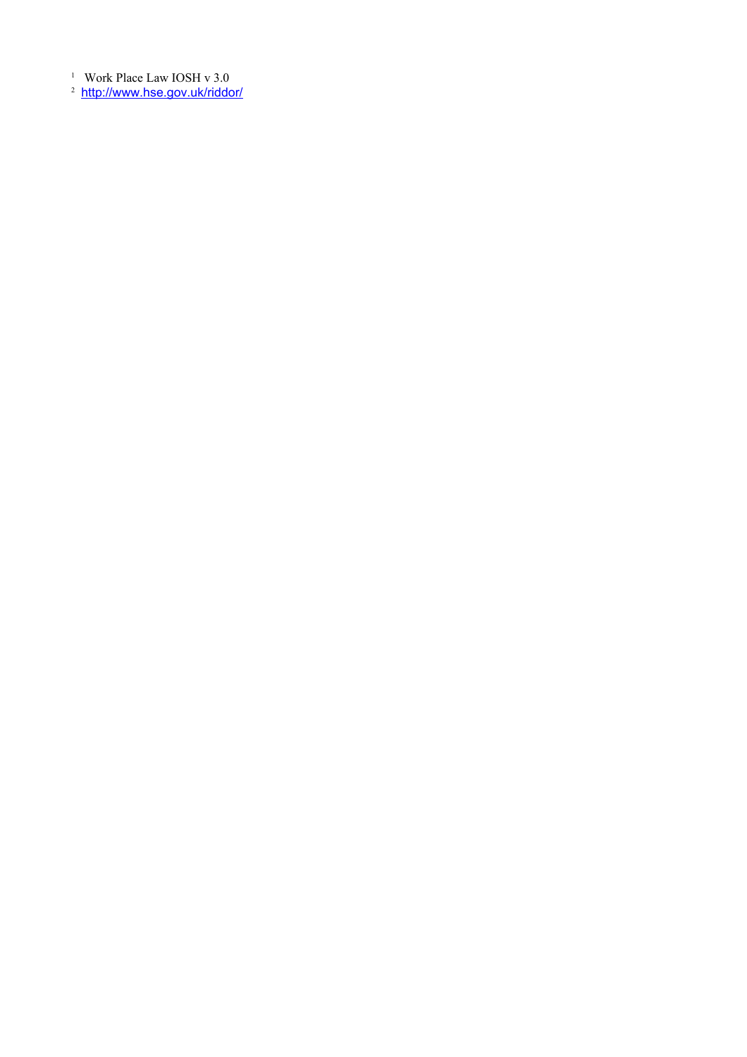[1] Work Place Law IOSH v 3.0

[2] http://www.hse.gov.uk/riddor/